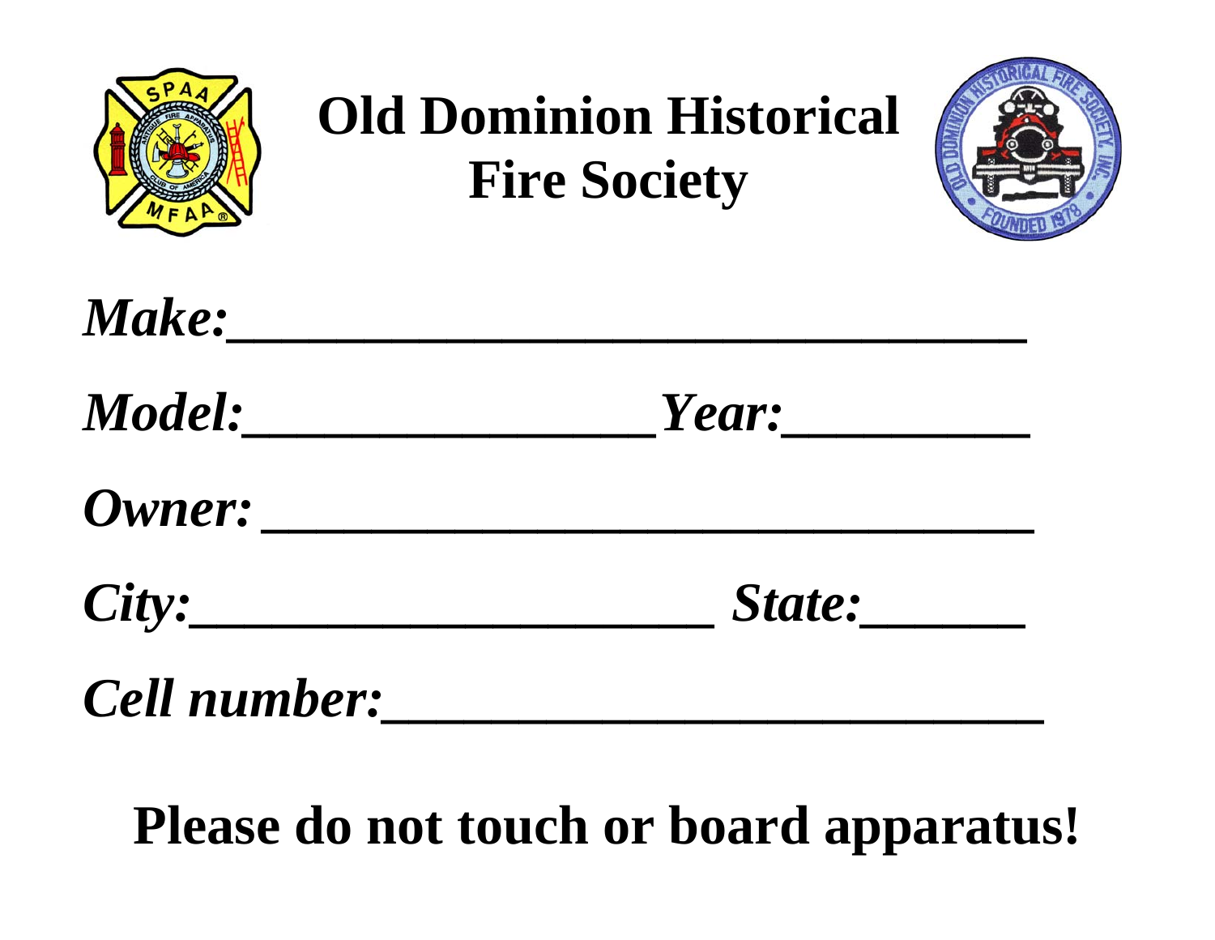# Old Dominion Historical Fire Society

***Make:*****______________________________**

***Model:*****________________*****Year:*****_________**

***Owner:*** **_____________________________**

***City:*****____________________** ***State:*****______**

***Cell number:*****_________________________**

**Please do not touch or board apparatus!**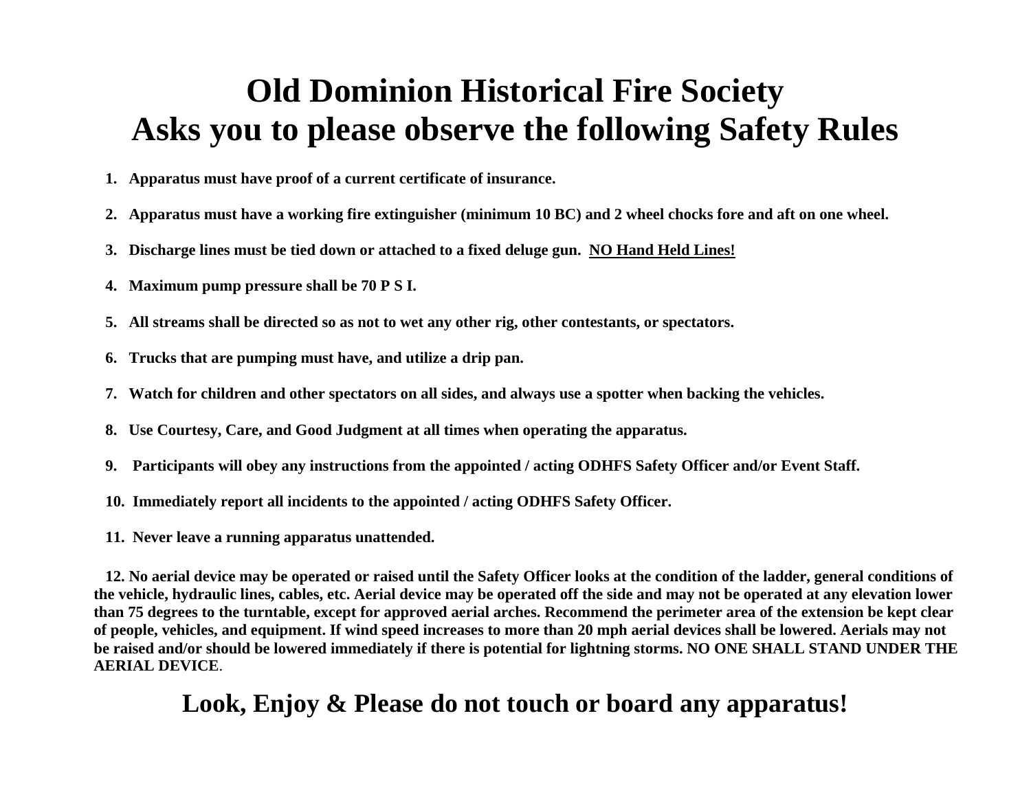# Old Dominion Historical Fire Society
# Asks you to please observe the following Safety Rules

1. **Apparatus must have proof of a current certificate of insurance.**
2. **Apparatus must have a working fire extinguisher (minimum 10 BC) and 2 wheel chocks fore and aft on one wheel.**
3. **Discharge lines must be tied down or attached to a fixed deluge gun. <u>NO Hand Held Lines!</u>**
4. **Maximum pump pressure shall be 70 P S I.**
5. **All streams shall be directed so as not to wet any other rig, other contestants, or spectators.**
6. **Trucks that are pumping must have, and utilize a drip pan.**
7. **Watch for children and other spectators on all sides, and always use a spotter when backing the vehicles.**
8. **Use Courtesy, Care, and Good Judgment at all times when operating the apparatus.**
9. **Participants will obey any instructions from the appointed / acting ODHFS Safety Officer and/or Event Staff.**
10. **Immediately report all incidents to the appointed / acting ODHFS Safety Officer.**
11. **Never leave a running apparatus unattended.**
12. **No aerial device may be operated or raised until the Safety Officer looks at the condition of the ladder, general conditions of the vehicle, hydraulic lines, cables, etc. Aerial device may be operated off the side and may not be operated at any elevation lower than 75 degrees to the turntable, except for approved aerial arches. Recommend the perimeter area of the extension be kept clear of people, vehicles, and equipment. If wind speed increases to more than 20 mph aerial devices shall be lowered. Aerials may not be raised and/or should be lowered immediately if there is potential for lightning storms. NO ONE SHALL STAND UNDER THE AERIAL DEVICE**.

## Look, Enjoy & Please do not touch or board any apparatus!